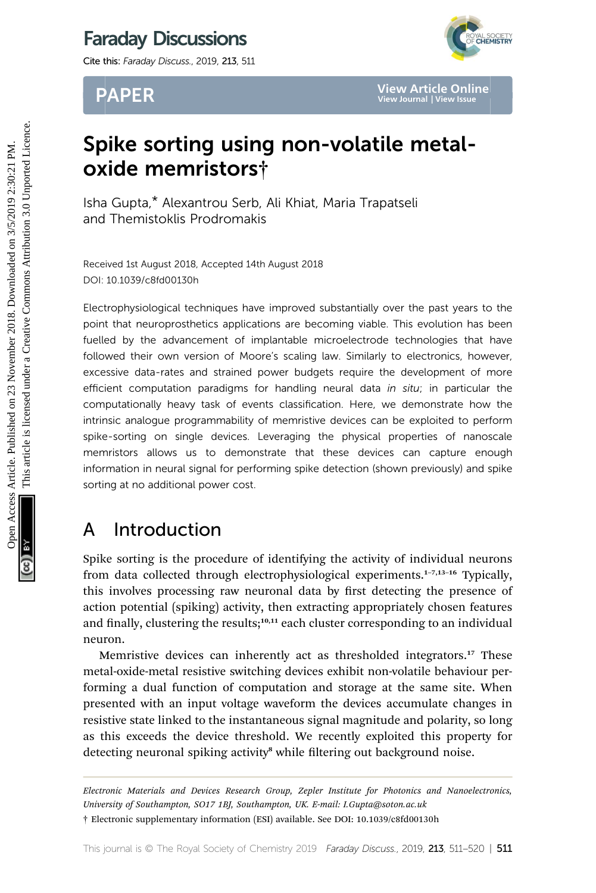Faraday Discussions

Cite this: *Faraday Discuss.*, 2019, **213**, 511

PAPER

# Spike sorting using non-volatile metal-oxide memristors†

Isha Gupta,* Alexantrou Serb, Ali Khiat, Maria Trapatseli and Themistoklis Prodromakis

Received 1st August 2018, Accepted 14th August 2018

DOI: 10.1039/c8fd00130h

Electrophysiological techniques have improved substantially over the past years to the point that neuroprosthetics applications are becoming viable. This evolution has been fuelled by the advancement of implantable microelectrode technologies that have followed their own version of Moore's scaling law. Similarly to electronics, however, excessive data-rates and strained power budgets require the development of more efficient computation paradigms for handling neural data *in situ*; in particular the computationally heavy task of events classification. Here, we demonstrate how the intrinsic analogue programmability of memristive devices can be exploited to perform spike-sorting on single devices. Leveraging the physical properties of nanoscale memristors allows us to demonstrate that these devices can capture enough information in neural signal for performing spike detection (shown previously) and spike sorting at no additional power cost.

## A Introduction

Spike sorting is the procedure of identifying the activity of individual neurons from data collected through electrophysiological experiments.[1–7,13–16] Typically, this involves processing raw neuronal data by first detecting the presence of action potential (spiking) activity, then extracting appropriately chosen features and finally, clustering the results;[10,11] each cluster corresponding to an individual neuron.

Memristive devices can inherently act as thresholded integrators.[17] These metal-oxide-metal resistive switching devices exhibit non-volatile behaviour performing a dual function of computation and storage at the same site. When presented with an input voltage waveform the devices accumulate changes in resistive state linked to the instantaneous signal magnitude and polarity, so long as this exceeds the device threshold. We recently exploited this property for detecting neuronal spiking activity[8] while filtering out background noise.

*Electronic Materials and Devices Research Group, Zepler Institute for Photonics and Nanoelectronics, University of Southampton, SO17 1BJ, Southampton, UK. E-mail: I.Gupta@soton.ac.uk*

† Electronic supplementary information (ESI) available. See DOI: 10.1039/c8fd00130h

Open Access Article. Published on 23 November 2018. Downloaded on 3/5/2019 2:30:21 PM. This article is licensed under a Creative Commons Attribution 3.0 Unported Licence.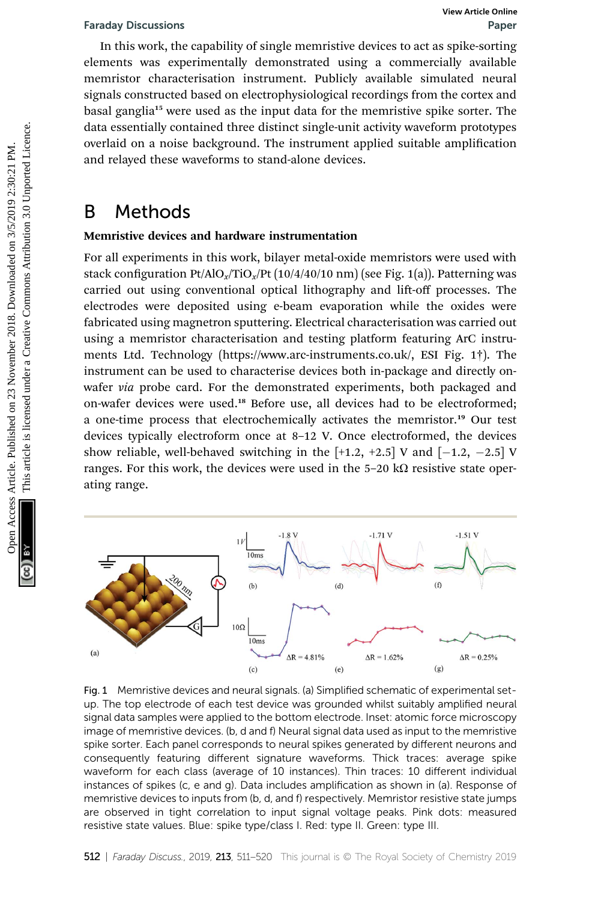In this work, the capability of single memristive devices to act as spike-sorting elements was experimentally demonstrated using a commercially available memristor characterisation instrument. Publicly available simulated neural signals constructed based on electrophysiological recordings from the cortex and basal ganglia[15] were used as the input data for the memristive spike sorter. The data essentially contained three distinct single-unit activity waveform prototypes overlaid on a noise background. The instrument applied suitable amplification and relayed these waveforms to stand-alone devices.

# B Methods

### Memristive devices and hardware instrumentation

For all experiments in this work, bilayer metal-oxide memristors were used with stack configuration Pt/$AlO_x$/$TiO_x$/Pt (10/4/40/10 nm) (see Fig. 1(a)). Patterning was carried out using conventional optical lithography and lift-off processes. The electrodes were deposited using e-beam evaporation while the oxides were fabricated using magnetron sputtering. Electrical characterisation was carried out using a memristor characterisation and testing platform featuring ArC instruments Ltd. Technology (https://www.arc-instruments.co.uk/, ESI Fig. 1†). The instrument can be used to characterise devices both in-package and directly on-wafer *via* probe card. For the demonstrated experiments, both packaged and on-wafer devices were used.[18] Before use, all devices had to be electroformed; a one-time process that electrochemically activates the memristor.[19] Our test devices typically electroform once at 8–12 V. Once electroformed, the devices show reliable, well-behaved switching in the [+1.2, +2.5] V and [−1.2, −2.5] V ranges. For this work, the devices were used in the 5–20 kΩ resistive state operating range.

Fig. 1 Memristive devices and neural signals. (a) Simplified schematic of experimental set-up. The top electrode of each test device was grounded whilst suitably amplified neural signal data samples were applied to the bottom electrode. Inset: atomic force microscopy image of memristive devices. (b, d and f) Neural signal data used as input to the memristive spike sorter. Each panel corresponds to neural spikes generated by different neurons and consequently featuring different signature waveforms. Thick traces: average spike waveform for each class (average of 10 instances). Thin traces: 10 different individual instances of spikes (c, e and g). Data includes amplification as shown in (a). Response of memristive devices to inputs from (b, d, and f) respectively. Memristor resistive state jumps are observed in tight correlation to input signal voltage peaks. Pink dots: measured resistive state values. Blue: spike type/class I. Red: type II. Green: type III.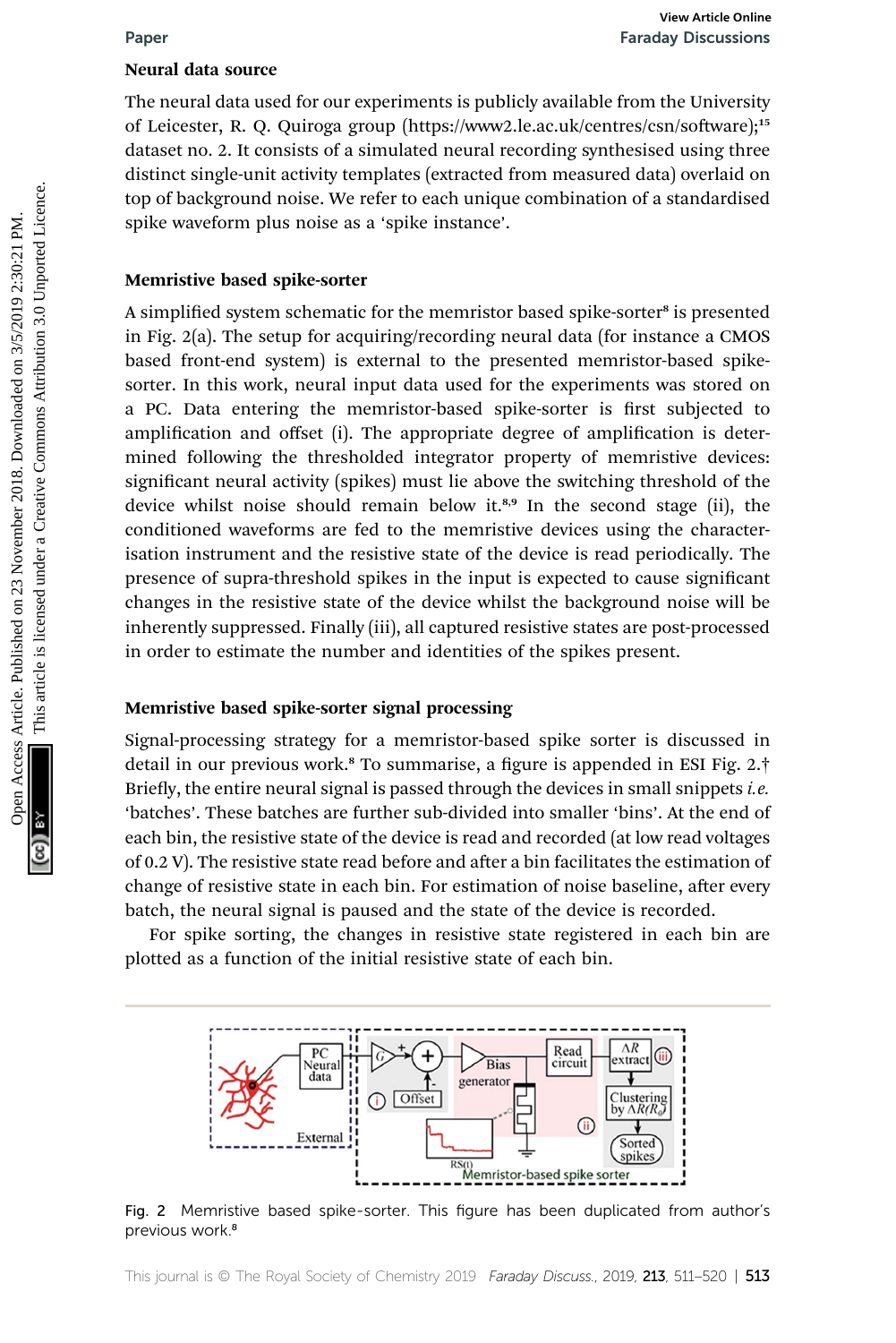### Neural data source

The neural data used for our experiments is publicly available from the University of Leicester, R. Q. Quiroga group (https://www2.le.ac.uk/centres/csn/software);[15] dataset no. 2. It consists of a simulated neural recording synthesised using three distinct single-unit activity templates (extracted from measured data) overlaid on top of background noise. We refer to each unique combination of a standardised spike waveform plus noise as a 'spike instance'.

### Memristive based spike-sorter

A simplified system schematic for the memristor based spike-sorter[8] is presented in Fig. 2(a). The setup for acquiring/recording neural data (for instance a CMOS based front-end system) is external to the presented memristor-based spike-sorter. In this work, neural input data used for the experiments was stored on a PC. Data entering the memristor-based spike-sorter is first subjected to amplification and offset (i). The appropriate degree of amplification is determined following the thresholded integrator property of memristive devices: significant neural activity (spikes) must lie above the switching threshold of the device whilst noise should remain below it.[8,9] In the second stage (ii), the conditioned waveforms are fed to the memristive devices using the characterisation instrument and the resistive state of the device is read periodically. The presence of supra-threshold spikes in the input is expected to cause significant changes in the resistive state of the device whilst the background noise will be inherently suppressed. Finally (iii), all captured resistive states are post-processed in order to estimate the number and identities of the spikes present.

### Memristive based spike-sorter signal processing

Signal-processing strategy for a memristor-based spike sorter is discussed in detail in our previous work.[8] To summarise, a figure is appended in ESI Fig. 2.† Briefly, the entire neural signal is passed through the devices in small snippets *i.e.* 'batches'. These batches are further sub-divided into smaller 'bins'. At the end of each bin, the resistive state of the device is read and recorded (at low read voltages of 0.2 V). The resistive state read before and after a bin facilitates the estimation of change of resistive state in each bin. For estimation of noise baseline, after every batch, the neural signal is paused and the state of the device is recorded.

For spike sorting, the changes in resistive state registered in each bin are plotted as a function of the initial resistive state of each bin.

Fig. 2 Memristive based spike-sorter. This figure has been duplicated from author's previous work.[8]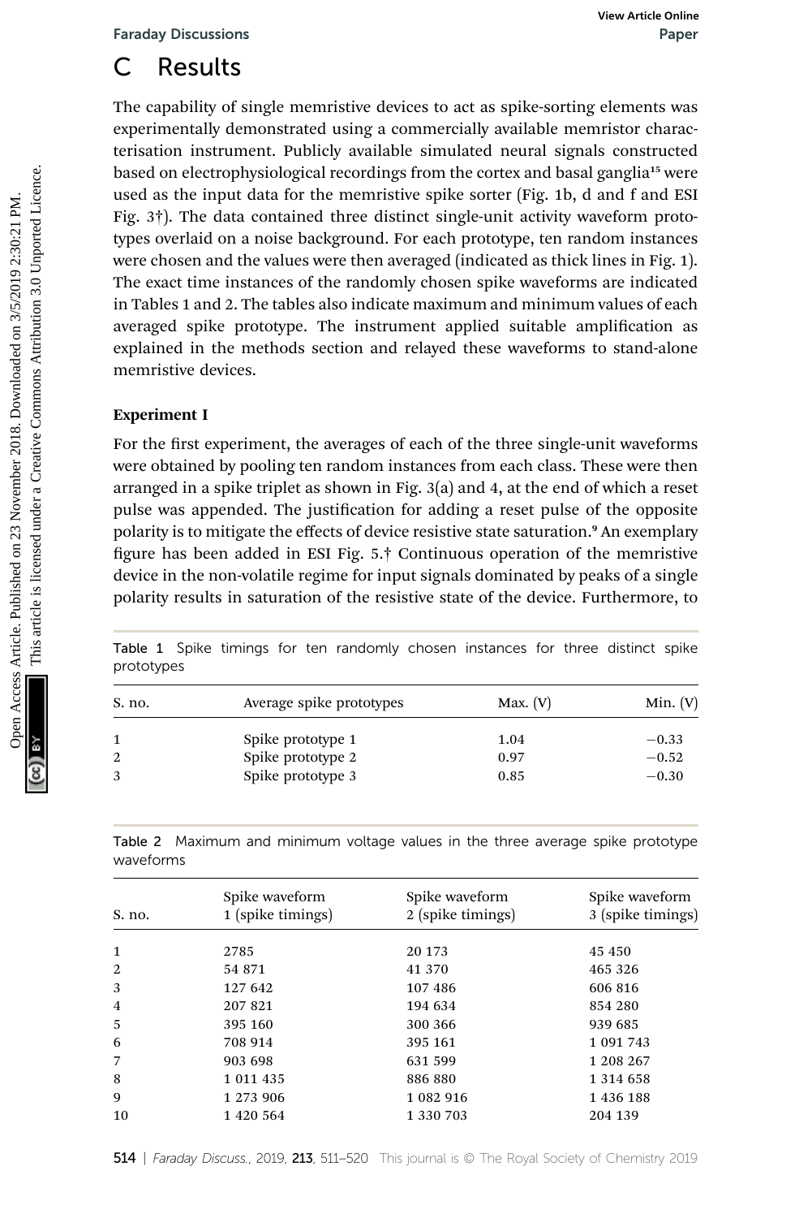# C Results

The capability of single memristive devices to act as spike-sorting elements was experimentally demonstrated using a commercially available memristor characterisation instrument. Publicly available simulated neural signals constructed based on electrophysiological recordings from the cortex and basal ganglia[15] were used as the input data for the memristive spike sorter (Fig. 1b, d and f and ESI Fig. 3†). The data contained three distinct single-unit activity waveform prototypes overlaid on a noise background. For each prototype, ten random instances were chosen and the values were then averaged (indicated as thick lines in Fig. 1). The exact time instances of the randomly chosen spike waveforms are indicated in Tables 1 and 2. The tables also indicate maximum and minimum values of each averaged spike prototype. The instrument applied suitable amplification as explained in the methods section and relayed these waveforms to stand-alone memristive devices.

### Experiment I

For the first experiment, the averages of each of the three single-unit waveforms were obtained by pooling ten random instances from each class. These were then arranged in a spike triplet as shown in Fig. 3(a) and 4, at the end of which a reset pulse was appended. The justification for adding a reset pulse of the opposite polarity is to mitigate the effects of device resistive state saturation.[9] An exemplary figure has been added in ESI Fig. 5.† Continuous operation of the memristive device in the non-volatile regime for input signals dominated by peaks of a single polarity results in saturation of the resistive state of the device. Furthermore, to

Table 1 Spike timings for ten randomly chosen instances for three distinct spike prototypes

| S. no. | Average spike prototypes | Max. (V) | Min. (V) |
|---|---|---|---|
| 1 | Spike prototype 1 | 1.04 | −0.33 |
| 2 | Spike prototype 2 | 0.97 | −0.52 |
| 3 | Spike prototype 3 | 0.85 | −0.30 |

Table 2 Maximum and minimum voltage values in the three average spike prototype waveforms

| S. no. | Spike waveform 1 (spike timings) | Spike waveform 2 (spike timings) | Spike waveform 3 (spike timings) |
|---|---|---|---|
| 1 | 2785 | 20 173 | 45 450 |
| 2 | 54 871 | 41 370 | 465 326 |
| 3 | 127 642 | 107 486 | 606 816 |
| 4 | 207 821 | 194 634 | 854 280 |
| 5 | 395 160 | 300 366 | 939 685 |
| 6 | 708 914 | 395 161 | 1 091 743 |
| 7 | 903 698 | 631 599 | 1 208 267 |
| 8 | 1 011 435 | 886 880 | 1 314 658 |
| 9 | 1 273 906 | 1 082 916 | 1 436 188 |
| 10 | 1 420 564 | 1 330 703 | 204 139 |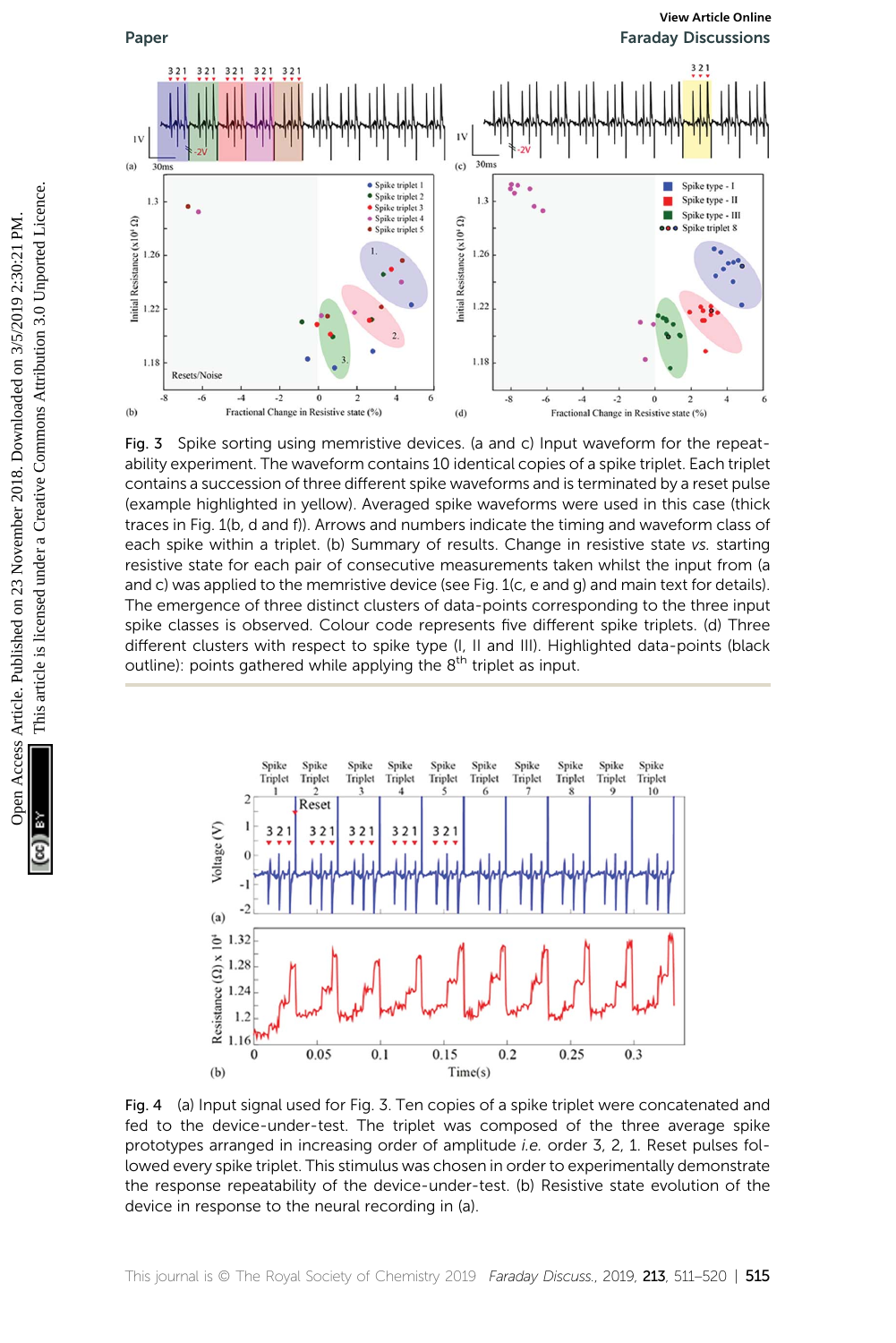Fig. 3 Spike sorting using memristive devices. (a and c) Input waveform for the repeatability experiment. The waveform contains 10 identical copies of a spike triplet. Each triplet contains a succession of three different spike waveforms and is terminated by a reset pulse (example highlighted in yellow). Averaged spike waveforms were used in this case (thick traces in Fig. 1(b, d and f)). Arrows and numbers indicate the timing and waveform class of each spike within a triplet. (b) Summary of results. Change in resistive state *vs.* starting resistive state for each pair of consecutive measurements taken whilst the input from (a and c) was applied to the memristive device (see Fig. 1(c, e and g) and main text for details). The emergence of three distinct clusters of data-points corresponding to the three input spike classes is observed. Colour code represents five different spike triplets. (d) Three different clusters with respect to spike type (I, II and III). Highlighted data-points (black outline): points gathered while applying the 8$^{th}$ triplet as input.

Fig. 4 (a) Input signal used for Fig. 3. Ten copies of a spike triplet were concatenated and fed to the device-under-test. The triplet was composed of the three average spike prototypes arranged in increasing order of amplitude *i.e.* order 3, 2, 1. Reset pulses followed every spike triplet. This stimulus was chosen in order to experimentally demonstrate the response repeatability of the device-under-test. (b) Resistive state evolution of the device in response to the neural recording in (a).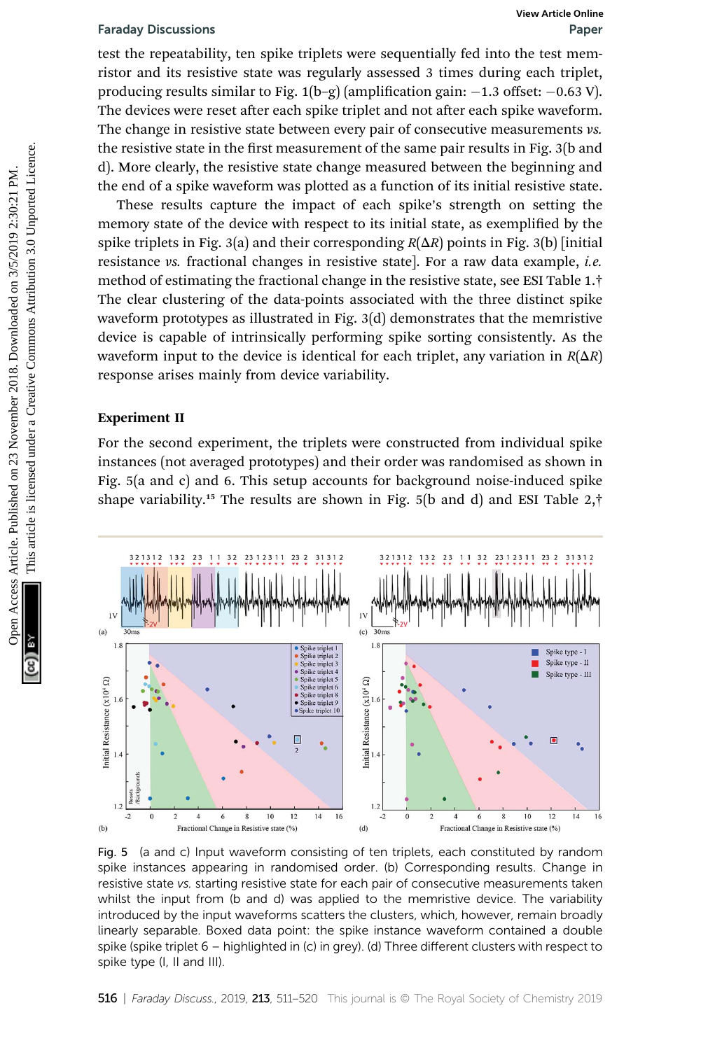test the repeatability, ten spike triplets were sequentially fed into the test memristor and its resistive state was regularly assessed 3 times during each triplet, producing results similar to Fig. 1(b–g) (amplification gain: −1.3 offset: −0.63 V). The devices were reset after each spike triplet and not after each spike waveform. The change in resistive state between every pair of consecutive measurements *vs.* the resistive state in the first measurement of the same pair results in Fig. 3(b and d). More clearly, the resistive state change measured between the beginning and the end of a spike waveform was plotted as a function of its initial resistive state.

These results capture the impact of each spike's strength on setting the memory state of the device with respect to its initial state, as exemplified by the spike triplets in Fig. 3(a) and their corresponding $R(\Delta R)$ points in Fig. 3(b) [initial resistance *vs.* fractional changes in resistive state]. For a raw data example, *i.e.* method of estimating the fractional change in the resistive state, see ESI Table 1.† The clear clustering of the data-points associated with the three distinct spike waveform prototypes as illustrated in Fig. 3(d) demonstrates that the memristive device is capable of intrinsically performing spike sorting consistently. As the waveform input to the device is identical for each triplet, any variation in $R(\Delta R)$ response arises mainly from device variability.

### Experiment II

For the second experiment, the triplets were constructed from individual spike instances (not averaged prototypes) and their order was randomised as shown in Fig. 5(a and c) and 6. This setup accounts for background noise-induced spike shape variability.[15] The results are shown in Fig. 5(b and d) and ESI Table 2,†

Fig. 5 (a and c) Input waveform consisting of ten triplets, each constituted by random spike instances appearing in randomised order. (b) Corresponding results. Change in resistive state *vs.* starting resistive state for each pair of consecutive measurements taken whilst the input from (b and d) was applied to the memristive device. The variability introduced by the input waveforms scatters the clusters, which, however, remain broadly linearly separable. Boxed data point: the spike instance waveform contained a double spike (spike triplet 6 – highlighted in (c) in grey). (d) Three different clusters with respect to spike type (I, II and III).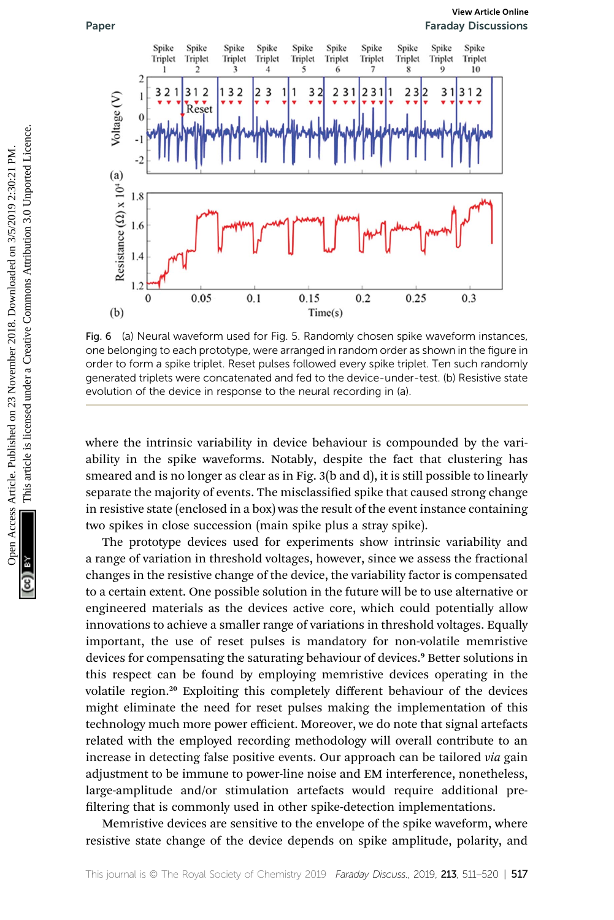Spike Triplet 1
Spike Triplet 2
Spike Triplet 3
Spike Triplet 4
Spike Triplet 5
Spike Triplet 6
Spike Triplet 7
Spike Triplet 8
Spike Triplet 9
Spike Triplet 10

3 2 1 | 3 1 2 | 1 3 2 | 2 3 1 | 1 3 2 | 2 3 1 | 2 3 1 | 2 3 2 | 3 1 | 3 1 2

Reset

Voltage (V)

2
1
0
-1
-2

(a)

Resistance (Ω) x $10^4$

1.8
1.6
1.4
1.2

0
0.05
0.1
0.15
0.2
0.25
0.3

Time(s)

(b)

Fig. 6 (a) Neural waveform used for Fig. 5. Randomly chosen spike waveform instances, one belonging to each prototype, were arranged in random order as shown in the figure in order to form a spike triplet. Reset pulses followed every spike triplet. Ten such randomly generated triplets were concatenated and fed to the device-under-test. (b) Resistive state evolution of the device in response to the neural recording in (a).

where the intrinsic variability in device behaviour is compounded by the variability in the spike waveforms. Notably, despite the fact that clustering has smeared and is no longer as clear as in Fig. 3(b and d), it is still possible to linearly separate the majority of events. The misclassified spike that caused strong change in resistive state (enclosed in a box) was the result of the event instance containing two spikes in close succession (main spike plus a stray spike).

The prototype devices used for experiments show intrinsic variability and a range of variation in threshold voltages, however, since we assess the fractional changes in the resistive change of the device, the variability factor is compensated to a certain extent. One possible solution in the future will be to use alternative or engineered materials as the devices active core, which could potentially allow innovations to achieve a smaller range of variations in threshold voltages. Equally important, the use of reset pulses is mandatory for non-volatile memristive devices for compensating the saturating behaviour of devices.[9] Better solutions in this respect can be found by employing memristive devices operating in the volatile region.[20] Exploiting this completely different behaviour of the devices might eliminate the need for reset pulses making the implementation of this technology much more power efficient. Moreover, we do note that signal artefacts related with the employed recording methodology will overall contribute to an increase in detecting false positive events. Our approach can be tailored *via* gain adjustment to be immune to power-line noise and EM interference, nonetheless, large-amplitude and/or stimulation artefacts would require additional pre-filtering that is commonly used in other spike-detection implementations.

Memristive devices are sensitive to the envelope of the spike waveform, where resistive state change of the device depends on spike amplitude, polarity, and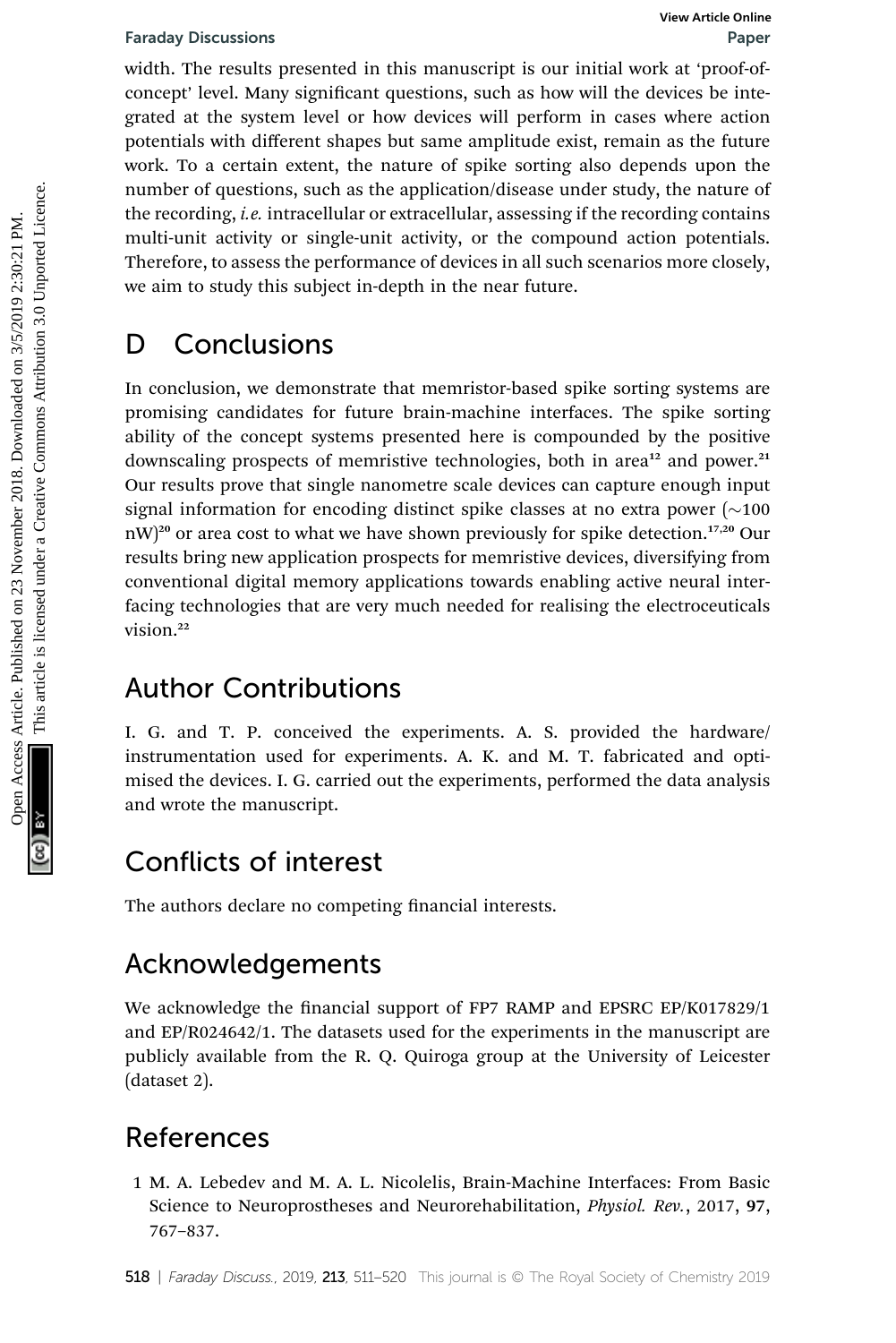width. The results presented in this manuscript is our initial work at 'proof-of-concept' level. Many significant questions, such as how will the devices be integrated at the system level or how devices will perform in cases where action potentials with different shapes but same amplitude exist, remain as the future work. To a certain extent, the nature of spike sorting also depends upon the number of questions, such as the application/disease under study, the nature of the recording, *i.e.* intracellular or extracellular, assessing if the recording contains multi-unit activity or single-unit activity, or the compound action potentials. Therefore, to assess the performance of devices in all such scenarios more closely, we aim to study this subject in-depth in the near future.

# D Conclusions

In conclusion, we demonstrate that memristor-based spike sorting systems are promising candidates for future brain-machine interfaces. The spike sorting ability of the concept systems presented here is compounded by the positive downscaling prospects of memristive technologies, both in area[12] and power.[21] Our results prove that single nanometre scale devices can capture enough input signal information for encoding distinct spike classes at no extra power (~100 nW)[20] or area cost to what we have shown previously for spike detection.[17,20] Our results bring new application prospects for memristive devices, diversifying from conventional digital memory applications towards enabling active neural interfacing technologies that are very much needed for realising the electroceuticals vision.[22]

# Author Contributions

I. G. and T. P. conceived the experiments. A. S. provided the hardware/instrumentation used for experiments. A. K. and M. T. fabricated and optimised the devices. I. G. carried out the experiments, performed the data analysis and wrote the manuscript.

# Conflicts of interest

The authors declare no competing financial interests.

# Acknowledgements

We acknowledge the financial support of FP7 RAMP and EPSRC EP/K017829/1 and EP/R024642/1. The datasets used for the experiments in the manuscript are publicly available from the R. Q. Quiroga group at the University of Leicester (dataset 2).

# References

1 M. A. Lebedev and M. A. L. Nicolelis, Brain-Machine Interfaces: From Basic Science to Neuroprostheses and Neurorehabilitation, *Physiol. Rev.*, 2017, **97**, 767–837.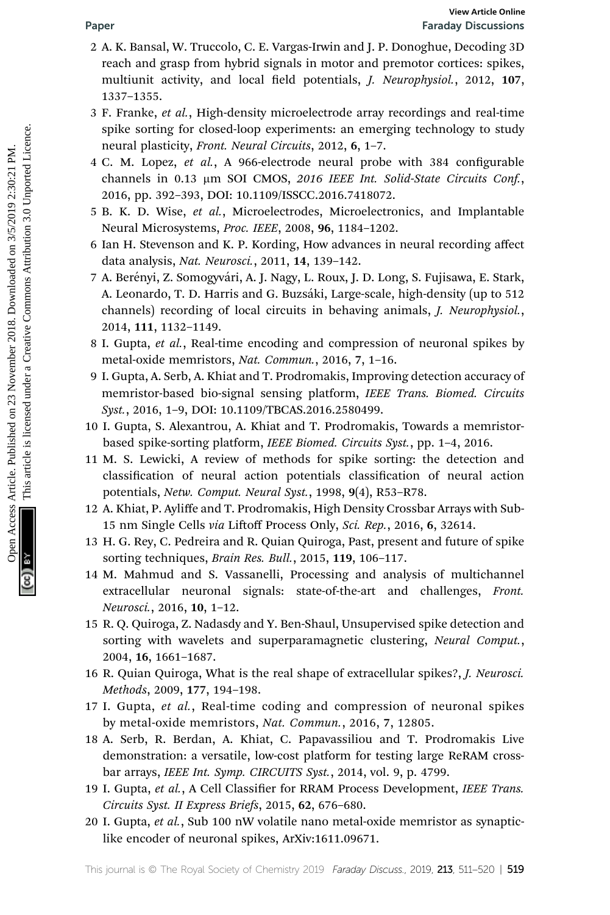2 A. K. Bansal, W. Truccolo, C. E. Vargas-Irwin and J. P. Donoghue, Decoding 3D reach and grasp from hybrid signals in motor and premotor cortices: spikes, multiunit activity, and local field potentials, *J. Neurophysiol.*, 2012, **107**, 1337–1355.

3 F. Franke, *et al.*, High-density microelectrode array recordings and real-time spike sorting for closed-loop experiments: an emerging technology to study neural plasticity, *Front. Neural Circuits*, 2012, **6**, 1–7.

4 C. M. Lopez, *et al.*, A 966-electrode neural probe with 384 configurable channels in 0.13 μm SOI CMOS, *2016 IEEE Int. Solid-State Circuits Conf.*, 2016, pp. 392–393, DOI: 10.1109/ISSCC.2016.7418072.

5 B. K. D. Wise, *et al.*, Microelectrodes, Microelectronics, and Implantable Neural Microsystems, *Proc. IEEE*, 2008, **96**, 1184–1202.

6 Ian H. Stevenson and K. P. Kording, How advances in neural recording affect data analysis, *Nat. Neurosci.*, 2011, **14**, 139–142.

7 A. Berényi, Z. Somogyvári, A. J. Nagy, L. Roux, J. D. Long, S. Fujisawa, E. Stark, A. Leonardo, T. D. Harris and G. Buzsáki, Large-scale, high-density (up to 512 channels) recording of local circuits in behaving animals, *J. Neurophysiol.*, 2014, **111**, 1132–1149.

8 I. Gupta, *et al.*, Real-time encoding and compression of neuronal spikes by metal-oxide memristors, *Nat. Commun.*, 2016, **7**, 1–16.

9 I. Gupta, A. Serb, A. Khiat and T. Prodromakis, Improving detection accuracy of memristor-based bio-signal sensing platform, *IEEE Trans. Biomed. Circuits Syst.*, 2016, 1–9, DOI: 10.1109/TBCAS.2016.2580499.

10 I. Gupta, S. Alexantrou, A. Khiat and T. Prodromakis, Towards a memristor-based spike-sorting platform, *IEEE Biomed. Circuits Syst.*, pp. 1–4, 2016.

11 M. S. Lewicki, A review of methods for spike sorting: the detection and classification of neural action potentials classification of neural action potentials, *Netw. Comput. Neural Syst.*, 1998, **9**(4), R53–R78.

12 A. Khiat, P. Ayliffe and T. Prodromakis, High Density Crossbar Arrays with Sub-15 nm Single Cells *via* Liftoff Process Only, *Sci. Rep.*, 2016, **6**, 32614.

13 H. G. Rey, C. Pedreira and R. Quian Quiroga, Past, present and future of spike sorting techniques, *Brain Res. Bull.*, 2015, **119**, 106–117.

14 M. Mahmud and S. Vassanelli, Processing and analysis of multichannel extracellular neuronal signals: state-of-the-art and challenges, *Front. Neurosci.*, 2016, **10**, 1–12.

15 R. Q. Quiroga, Z. Nadasdy and Y. Ben-Shaul, Unsupervised spike detection and sorting with wavelets and superparamagnetic clustering, *Neural Comput.*, 2004, **16**, 1661–1687.

16 R. Quian Quiroga, What is the real shape of extracellular spikes?, *J. Neurosci. Methods*, 2009, **177**, 194–198.

17 I. Gupta, *et al.*, Real-time coding and compression of neuronal spikes by metal-oxide memristors, *Nat. Commun.*, 2016, **7**, 12805.

18 A. Serb, R. Berdan, A. Khiat, C. Papavassiliou and T. Prodromakis Live demonstration: a versatile, low-cost platform for testing large ReRAM cross-bar arrays, *IEEE Int. Symp. CIRCUITS Syst.*, 2014, vol. 9, p. 4799.

19 I. Gupta, *et al.*, A Cell Classifier for RRAM Process Development, *IEEE Trans. Circuits Syst. II Express Briefs*, 2015, **62**, 676–680.

20 I. Gupta, *et al.*, Sub 100 nW volatile nano metal-oxide memristor as synaptic-like encoder of neuronal spikes, ArXiv:1611.09671.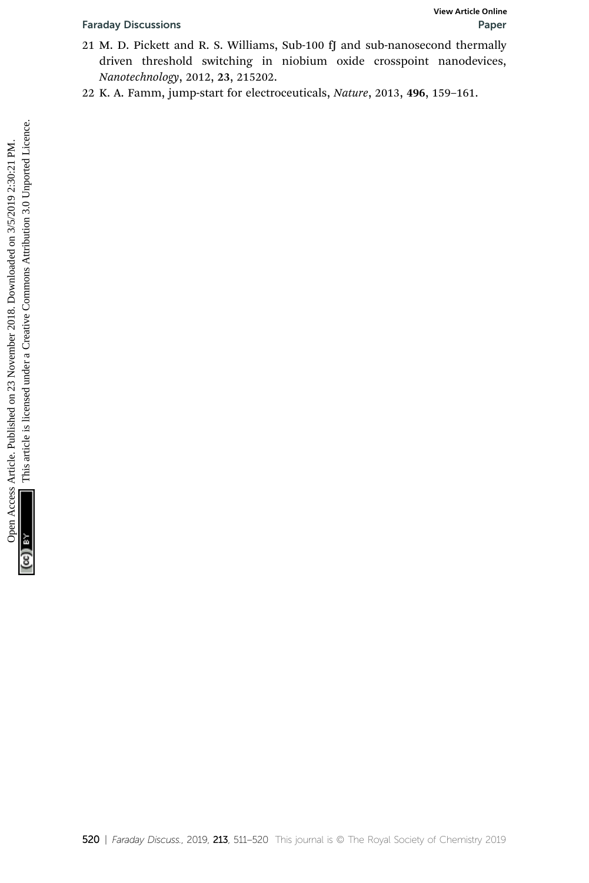21 M. D. Pickett and R. S. Williams, Sub-100 fJ and sub-nanosecond thermally driven threshold switching in niobium oxide crosspoint nanodevices, *Nanotechnology*, 2012, **23**, 215202.

22 K. A. Famm, jump-start for electroceuticals, *Nature*, 2013, **496**, 159–161.